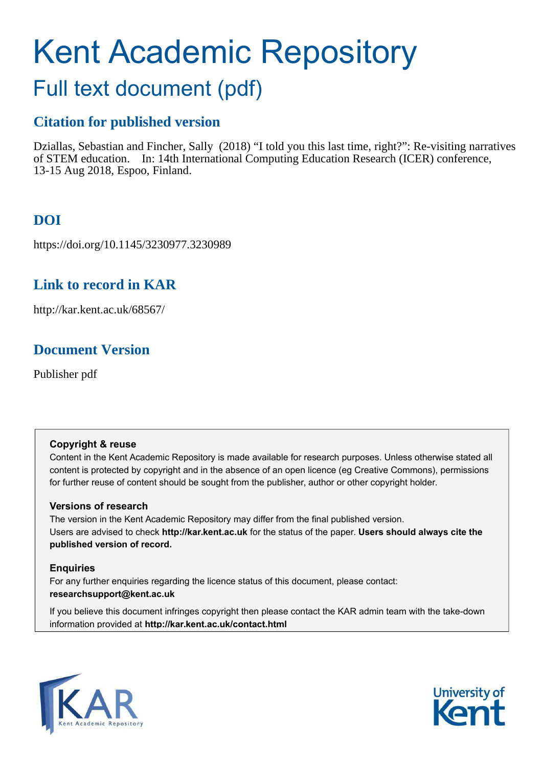# Kent Academic Repository

## Full text document (pdf)

### Citation for published version

Dziallas, Sebastian and Fincher, Sally (2018) "I told you this last time, right?": Re-visiting narratives of STEM education. In: 14th International Computing Education Research (ICER) conference, 13-15 Aug 2018, Espoo, Finland.

### DOI

https://doi.org/10.1145/3230977.3230989

### Link to record in KAR

http://kar.kent.ac.uk/68567/

### Document Version

Publisher pdf

**Copyright & reuse**

Content in the Kent Academic Repository is made available for research purposes. Unless otherwise stated all content is protected by copyright and in the absence of an open licence (eg Creative Commons), permissions for further reuse of content should be sought from the publisher, author or other copyright holder.

**Versions of research**

The version in the Kent Academic Repository may differ from the final published version. Users are advised to check **http://kar.kent.ac.uk** for the status of the paper. **Users should always cite the published version of record.**

**Enquiries**

For any further enquiries regarding the licence status of this document, please contact: **researchsupport@kent.ac.uk**

If you believe this document infringes copyright then please contact the KAR admin team with the take-down information provided at **http://kar.kent.ac.uk/contact.html**

KAR Kent Academic Repository

University of Kent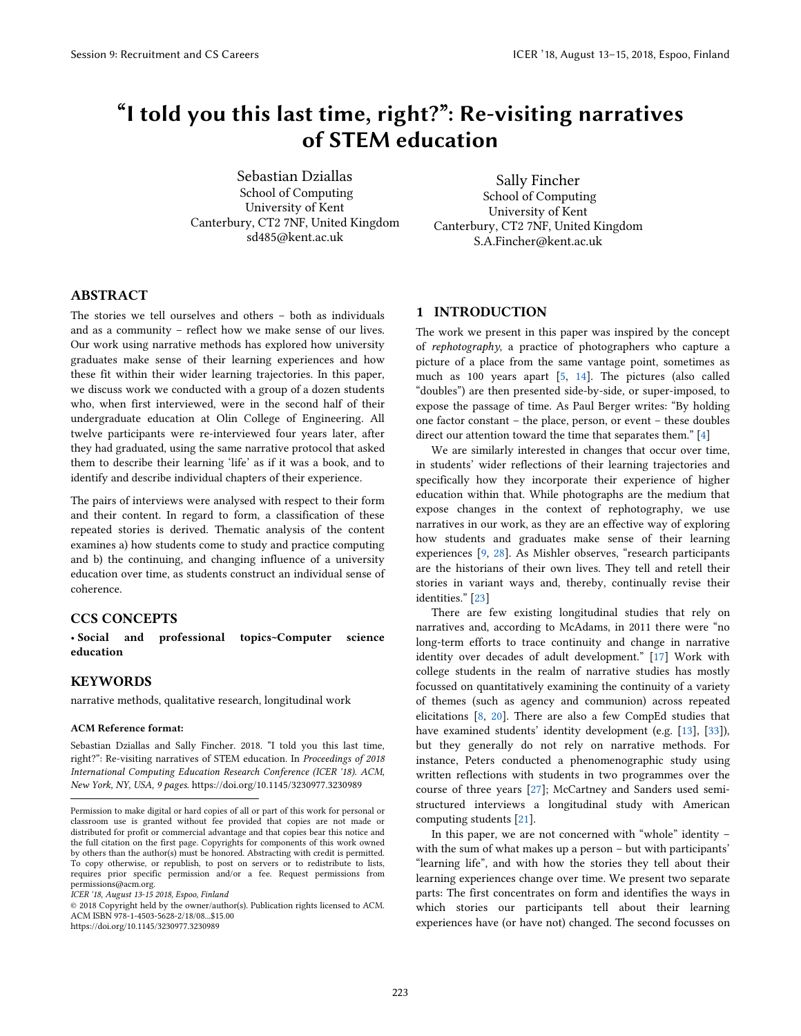# "I told you this last time, right?": Re-visiting narratives of STEM education

Sebastian Dziallas
School of Computing
University of Kent
Canterbury, CT2 7NF, United Kingdom
sd485@kent.ac.uk

Sally Fincher
School of Computing
University of Kent
Canterbury, CT2 7NF, United Kingdom
S.A.Fincher@kent.ac.uk

## ABSTRACT

The stories we tell ourselves and others – both as individuals and as a community – reflect how we make sense of our lives. Our work using narrative methods has explored how university graduates make sense of their learning experiences and how these fit within their wider learning trajectories. In this paper, we discuss work we conducted with a group of a dozen students who, when first interviewed, were in the second half of their undergraduate education at Olin College of Engineering. All twelve participants were re-interviewed four years later, after they had graduated, using the same narrative protocol that asked them to describe their learning 'life' as if it was a book, and to identify and describe individual chapters of their experience.

The pairs of interviews were analysed with respect to their form and their content. In regard to form, a classification of these repeated stories is derived. Thematic analysis of the content examines a) how students come to study and practice computing and b) the continuing, and changing influence of a university education over time, as students construct an individual sense of coherence.

## CCS CONCEPTS

• **Social and professional topics~Computer science education**

## KEYWORDS

narrative methods, qualitative research, longitudinal work

### ACM Reference format:

Sebastian Dziallas and Sally Fincher. 2018. "I told you this last time, right?": Re-visiting narratives of STEM education. In *Proceedings of 2018 International Computing Education Research Conference (ICER '18). ACM, New York, NY, USA, 9 pages.* https://doi.org/10.1145/3230977.3230989

Permission to make digital or hard copies of all or part of this work for personal or classroom use is granted without fee provided that copies are not made or distributed for profit or commercial advantage and that copies bear this notice and the full citation on the first page. Copyrights for components of this work owned by others than the author(s) must be honored. Abstracting with credit is permitted. To copy otherwise, or republish, to post on servers or to redistribute to lists, requires prior specific permission and/or a fee. Request permissions from permissions@acm.org.
*ICER '18, August 13-15 2018, Espoo, Finland*
© 2018 Copyright held by the owner/author(s). Publication rights licensed to ACM.
ACM ISBN 978-1-4503-5628-2/18/08...$15.00
https://doi.org/10.1145/3230977.3230989

## 1 INTRODUCTION

The work we present in this paper was inspired by the concept of *rephotography*, a practice of photographers who capture a picture of a place from the same vantage point, sometimes as much as 100 years apart [5, 14]. The pictures (also called "doubles") are then presented side-by-side, or super-imposed, to expose the passage of time. As Paul Berger writes: "By holding one factor constant – the place, person, or event – these doubles direct our attention toward the time that separates them." [4]

We are similarly interested in changes that occur over time, in students' wider reflections of their learning trajectories and specifically how they incorporate their experience of higher education within that. While photographs are the medium that expose changes in the context of rephotography, we use narratives in our work, as they are an effective way of exploring how students and graduates make sense of their learning experiences [9, 28]. As Mishler observes, "research participants are the historians of their own lives. They tell and retell their stories in variant ways and, thereby, continually revise their identities." [23]

There are few existing longitudinal studies that rely on narratives and, according to McAdams, in 2011 there were "no long-term efforts to trace continuity and change in narrative identity over decades of adult development." [17] Work with college students in the realm of narrative studies has mostly focussed on quantitatively examining the continuity of a variety of themes (such as agency and communion) across repeated elicitations [8, 20]. There are also a few CompEd studies that have examined students' identity development (e.g. [13], [33]), but they generally do not rely on narrative methods. For instance, Peters conducted a phenomenographic study using written reflections with students in two programmes over the course of three years [27]; McCartney and Sanders used semi-structured interviews a longitudinal study with American computing students [21].

In this paper, we are not concerned with "whole" identity – with the sum of what makes up a person – but with participants' "learning life", and with how the stories they tell about their learning experiences change over time. We present two separate parts: The first concentrates on form and identifies the ways in which stories our participants tell about their learning experiences have (or have not) changed. The second focusses on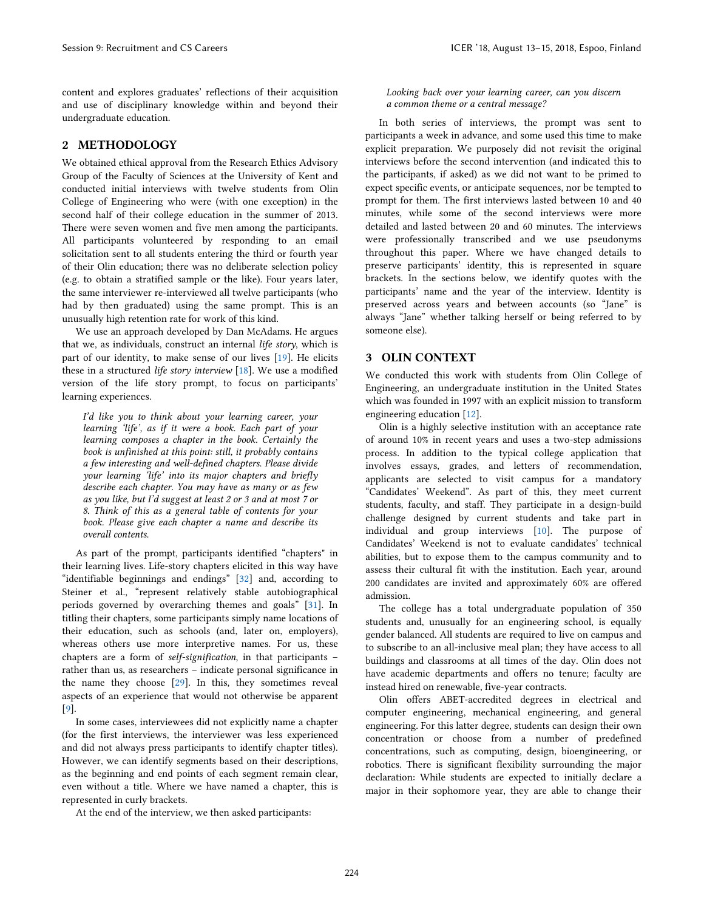content and explores graduates' reflections of their acquisition and use of disciplinary knowledge within and beyond their undergraduate education.

## 2 METHODOLOGY

We obtained ethical approval from the Research Ethics Advisory Group of the Faculty of Sciences at the University of Kent and conducted initial interviews with twelve students from Olin College of Engineering who were (with one exception) in the second half of their college education in the summer of 2013. There were seven women and five men among the participants. All participants volunteered by responding to an email solicitation sent to all students entering the third or fourth year of their Olin education; there was no deliberate selection policy (e.g. to obtain a stratified sample or the like). Four years later, the same interviewer re-interviewed all twelve participants (who had by then graduated) using the same prompt. This is an unusually high retention rate for work of this kind.

We use an approach developed by Dan McAdams. He argues that we, as individuals, construct an internal *life story*, which is part of our identity, to make sense of our lives [19]. He elicits these in a structured *life story interview* [18]. We use a modified version of the life story prompt, to focus on participants' learning experiences.

> *I'd like you to think about your learning career, your learning 'life', as if it were a book. Each part of your learning composes a chapter in the book. Certainly the book is unfinished at this point: still, it probably contains a few interesting and well-defined chapters. Please divide your learning 'life' into its major chapters and briefly describe each chapter. You may have as many or as few as you like, but I'd suggest at least 2 or 3 and at most 7 or 8. Think of this as a general table of contents for your book. Please give each chapter a name and describe its overall contents.*

As part of the prompt, participants identified "chapters" in their learning lives. Life-story chapters elicited in this way have "identifiable beginnings and endings" [32] and, according to Steiner et al., "represent relatively stable autobiographical periods governed by overarching themes and goals" [31]. In titling their chapters, some participants simply name locations of their education, such as schools (and, later on, employers), whereas others use more interpretive names. For us, these chapters are a form of *self-signification*, in that participants – rather than us, as researchers – indicate personal significance in the name they choose [29]. In this, they sometimes reveal aspects of an experience that would not otherwise be apparent [9].

In some cases, interviewees did not explicitly name a chapter (for the first interviews, the interviewer was less experienced and did not always press participants to identify chapter titles). However, we can identify segments based on their descriptions, as the beginning and end points of each segment remain clear, even without a title. Where we have named a chapter, this is represented in curly brackets.

At the end of the interview, we then asked participants:

> *Looking back over your learning career, can you discern a common theme or a central message?*

In both series of interviews, the prompt was sent to participants a week in advance, and some used this time to make explicit preparation. We purposely did not revisit the original interviews before the second intervention (and indicated this to the participants, if asked) as we did not want to be primed to expect specific events, or anticipate sequences, nor be tempted to prompt for them. The first interviews lasted between 10 and 40 minutes, while some of the second interviews were more detailed and lasted between 20 and 60 minutes. The interviews were professionally transcribed and we use pseudonyms throughout this paper. Where we have changed details to preserve participants' identity, this is represented in square brackets. In the sections below, we identify quotes with the participants' name and the year of the interview. Identity is preserved across years and between accounts (so "Jane" is always "Jane" whether talking herself or being referred to by someone else).

## 3 OLIN CONTEXT

We conducted this work with students from Olin College of Engineering, an undergraduate institution in the United States which was founded in 1997 with an explicit mission to transform engineering education [12].

Olin is a highly selective institution with an acceptance rate of around 10% in recent years and uses a two-step admissions process. In addition to the typical college application that involves essays, grades, and letters of recommendation, applicants are selected to visit campus for a mandatory "Candidates' Weekend". As part of this, they meet current students, faculty, and staff. They participate in a design-build challenge designed by current students and take part in individual and group interviews [10]. The purpose of Candidates' Weekend is not to evaluate candidates' technical abilities, but to expose them to the campus community and to assess their cultural fit with the institution. Each year, around 200 candidates are invited and approximately 60% are offered admission.

The college has a total undergraduate population of 350 students and, unusually for an engineering school, is equally gender balanced. All students are required to live on campus and to subscribe to an all-inclusive meal plan; they have access to all buildings and classrooms at all times of the day. Olin does not have academic departments and offers no tenure; faculty are instead hired on renewable, five-year contracts.

Olin offers ABET-accredited degrees in electrical and computer engineering, mechanical engineering, and general engineering. For this latter degree, students can design their own concentration or choose from a number of predefined concentrations, such as computing, design, bioengineering, or robotics. There is significant flexibility surrounding the major declaration: While students are expected to initially declare a major in their sophomore year, they are able to change their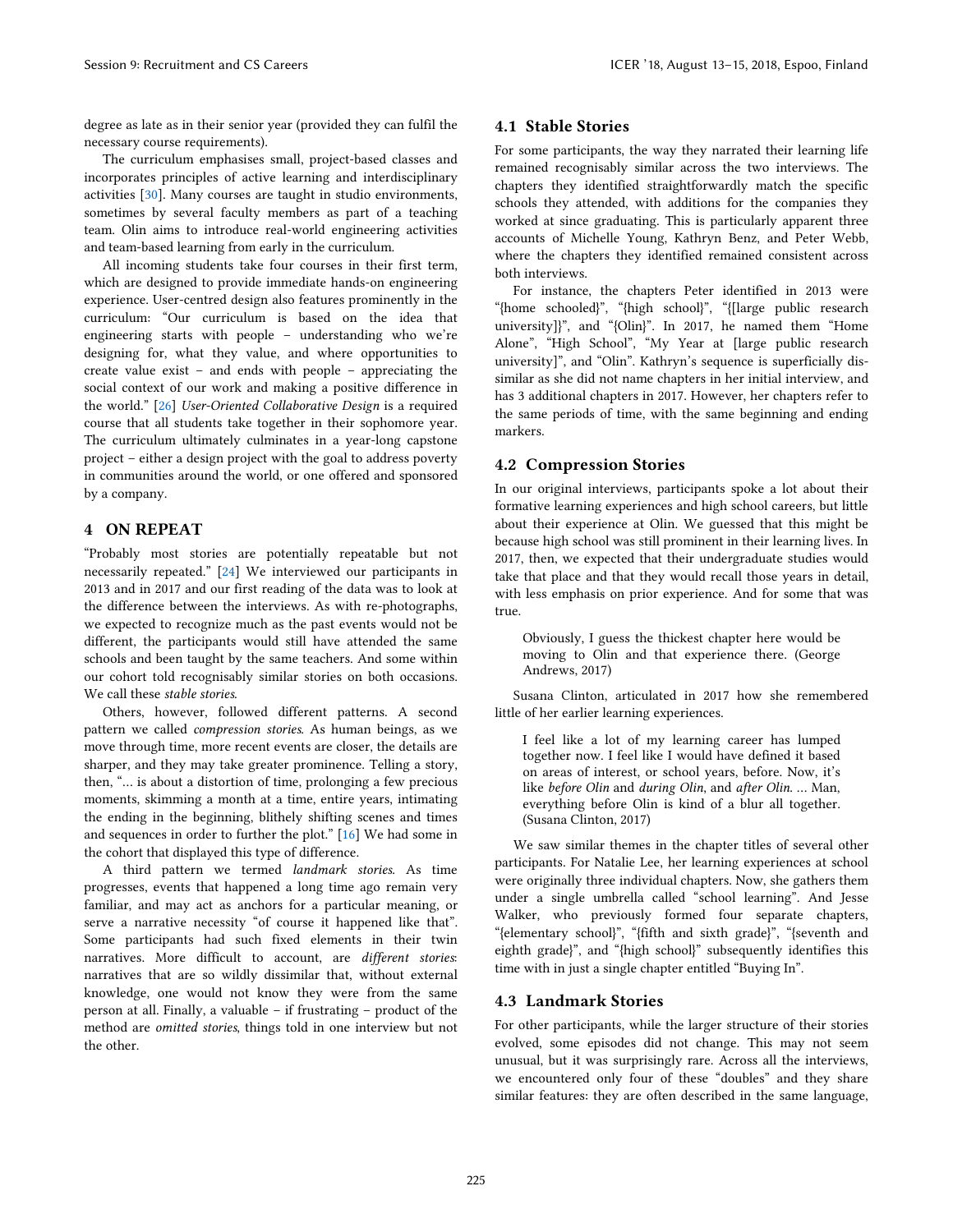degree as late as in their senior year (provided they can fulfil the necessary course requirements).

The curriculum emphasises small, project-based classes and incorporates principles of active learning and interdisciplinary activities [30]. Many courses are taught in studio environments, sometimes by several faculty members as part of a teaching team. Olin aims to introduce real-world engineering activities and team-based learning from early in the curriculum.

All incoming students take four courses in their first term, which are designed to provide immediate hands-on engineering experience. User-centred design also features prominently in the curriculum: "Our curriculum is based on the idea that engineering starts with people – understanding who we're designing for, what they value, and where opportunities to create value exist – and ends with people – appreciating the social context of our work and making a positive difference in the world." [26] *User-Oriented Collaborative Design* is a required course that all students take together in their sophomore year. The curriculum ultimately culminates in a year-long capstone project – either a design project with the goal to address poverty in communities around the world, or one offered and sponsored by a company.

# 4 ON REPEAT

"Probably most stories are potentially repeatable but not necessarily repeated." [24] We interviewed our participants in 2013 and in 2017 and our first reading of the data was to look at the difference between the interviews. As with re-photographs, we expected to recognize much as the past events would not be different, the participants would still have attended the same schools and been taught by the same teachers. And some within our cohort told recognisably similar stories on both occasions. We call these *stable stories*.

Others, however, followed different patterns. A second pattern we called *compression stories*. As human beings, as we move through time, more recent events are closer, the details are sharper, and they may take greater prominence. Telling a story, then, "... is about a distortion of time, prolonging a few precious moments, skimming a month at a time, entire years, intimating the ending in the beginning, blithely shifting scenes and times and sequences in order to further the plot." [16] We had some in the cohort that displayed this type of difference.

A third pattern we termed *landmark stories*. As time progresses, events that happened a long time ago remain very familiar, and may act as anchors for a particular meaning, or serve a narrative necessity "of course it happened like that". Some participants had such fixed elements in their twin narratives. More difficult to account, are *different stories*: narratives that are so wildly dissimilar that, without external knowledge, one would not know they were from the same person at all. Finally, a valuable – if frustrating – product of the method are *omitted stories*, things told in one interview but not the other.

## 4.1 Stable Stories

For some participants, the way they narrated their learning life remained recognisably similar across the two interviews. The chapters they identified straightforwardly match the specific schools they attended, with additions for the companies they worked at since graduating. This is particularly apparent three accounts of Michelle Young, Kathryn Benz, and Peter Webb, where the chapters they identified remained consistent across both interviews.

For instance, the chapters Peter identified in 2013 were "{home schooled}", "{high school}", "{[large public research university]}", and "{Olin}". In 2017, he named them "Home Alone", "High School", "My Year at [large public research university]", and "Olin". Kathryn's sequence is superficially dissimilar as she did not name chapters in her initial interview, and has 3 additional chapters in 2017. However, her chapters refer to the same periods of time, with the same beginning and ending markers.

## 4.2 Compression Stories

In our original interviews, participants spoke a lot about their formative learning experiences and high school careers, but little about their experience at Olin. We guessed that this might be because high school was still prominent in their learning lives. In 2017, then, we expected that their undergraduate studies would take that place and that they would recall those years in detail, with less emphasis on prior experience. And for some that was true.

> Obviously, I guess the thickest chapter here would be moving to Olin and that experience there. (George Andrews, 2017)

Susana Clinton, articulated in 2017 how she remembered little of her earlier learning experiences.

> I feel like a lot of my learning career has lumped together now. I feel like I would have defined it based on areas of interest, or school years, before. Now, it's like *before Olin* and *during Olin*, and *after Olin*. ... Man, everything before Olin is kind of a blur all together. (Susana Clinton, 2017)

We saw similar themes in the chapter titles of several other participants. For Natalie Lee, her learning experiences at school were originally three individual chapters. Now, she gathers them under a single umbrella called "school learning". And Jesse Walker, who previously formed four separate chapters, "{elementary school}", "{fifth and sixth grade}", "{seventh and eighth grade}", and "{high school}" subsequently identifies this time with in just a single chapter entitled "Buying In".

## 4.3 Landmark Stories

For other participants, while the larger structure of their stories evolved, some episodes did not change. This may not seem unusual, but it was surprisingly rare. Across all the interviews, we encountered only four of these "doubles" and they share similar features: they are often described in the same language,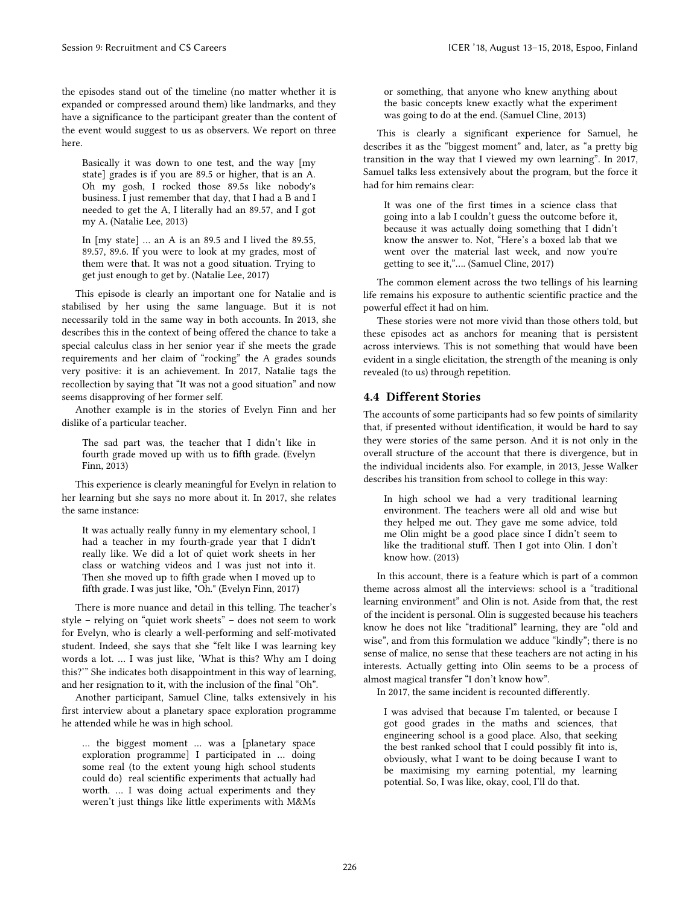the episodes stand out of the timeline (no matter whether it is expanded or compressed around them) like landmarks, and they have a significance to the participant greater than the content of the event would suggest to us as observers. We report on three here.

> Basically it was down to one test, and the way [my state] grades is if you are 89.5 or higher, that is an A. Oh my gosh, I rocked those 89.5s like nobody's business. I just remember that day, that I had a B and I needed to get the A, I literally had an 89.57, and I got my A. (Natalie Lee, 2013)

> In [my state] … an A is an 89.5 and I lived the 89.55, 89.57, 89.6. If you were to look at my grades, most of them were that. It was not a good situation. Trying to get just enough to get by. (Natalie Lee, 2017)

This episode is clearly an important one for Natalie and is stabilised by her using the same language. But it is not necessarily told in the same way in both accounts. In 2013, she describes this in the context of being offered the chance to take a special calculus class in her senior year if she meets the grade requirements and her claim of "rocking" the A grades sounds very positive: it is an achievement. In 2017, Natalie tags the recollection by saying that "It was not a good situation" and now seems disapproving of her former self.

Another example is in the stories of Evelyn Finn and her dislike of a particular teacher.

> The sad part was, the teacher that I didn't like in fourth grade moved up with us to fifth grade. (Evelyn Finn, 2013)

This experience is clearly meaningful for Evelyn in relation to her learning but she says no more about it. In 2017, she relates the same instance:

> It was actually really funny in my elementary school, I had a teacher in my fourth-grade year that I didn't really like. We did a lot of quiet work sheets in her class or watching videos and I was just not into it. Then she moved up to fifth grade when I moved up to fifth grade. I was just like, "Oh." (Evelyn Finn, 2017)

There is more nuance and detail in this telling. The teacher's style – relying on "quiet work sheets" – does not seem to work for Evelyn, who is clearly a well-performing and self-motivated student. Indeed, she says that she "felt like I was learning key words a lot. … I was just like, 'What is this? Why am I doing this?'" She indicates both disappointment in this way of learning, and her resignation to it, with the inclusion of the final "Oh".

Another participant, Samuel Cline, talks extensively in his first interview about a planetary space exploration programme he attended while he was in high school.

> … the biggest moment … was a [planetary space exploration programme] I participated in … doing some real (to the extent young high school students could do) real scientific experiments that actually had worth. … I was doing actual experiments and they weren't just things like little experiments with M&Ms or something, that anyone who knew anything about the basic concepts knew exactly what the experiment was going to do at the end. (Samuel Cline, 2013)

This is clearly a significant experience for Samuel, he describes it as the "biggest moment" and, later, as "a pretty big transition in the way that I viewed my own learning". In 2017, Samuel talks less extensively about the program, but the force it had for him remains clear:

> It was one of the first times in a science class that going into a lab I couldn't guess the outcome before it, because it was actually doing something that I didn't know the answer to. Not, "Here's a boxed lab that we went over the material last week, and now you're getting to see it,"…. (Samuel Cline, 2017)

The common element across the two tellings of his learning life remains his exposure to authentic scientific practice and the powerful effect it had on him.

These stories were not more vivid than those others told, but these episodes act as anchors for meaning that is persistent across interviews. This is not something that would have been evident in a single elicitation, the strength of the meaning is only revealed (to us) through repetition.

### 4.4 Different Stories

The accounts of some participants had so few points of similarity that, if presented without identification, it would be hard to say they were stories of the same person. And it is not only in the overall structure of the account that there is divergence, but in the individual incidents also. For example, in 2013, Jesse Walker describes his transition from school to college in this way:

> In high school we had a very traditional learning environment. The teachers were all old and wise but they helped me out. They gave me some advice, told me Olin might be a good place since I didn't seem to like the traditional stuff. Then I got into Olin. I don't know how. (2013)

In this account, there is a feature which is part of a common theme across almost all the interviews: school is a "traditional learning environment" and Olin is not. Aside from that, the rest of the incident is personal. Olin is suggested because his teachers know he does not like "traditional" learning, they are "old and wise", and from this formulation we adduce "kindly"; there is no sense of malice, no sense that these teachers are not acting in his interests. Actually getting into Olin seems to be a process of almost magical transfer "I don't know how".

In 2017, the same incident is recounted differently.

> I was advised that because I'm talented, or because I got good grades in the maths and sciences, that engineering school is a good place. Also, that seeking the best ranked school that I could possibly fit into is, obviously, what I want to be doing because I want to be maximising my earning potential, my learning potential. So, I was like, okay, cool, I'll do that.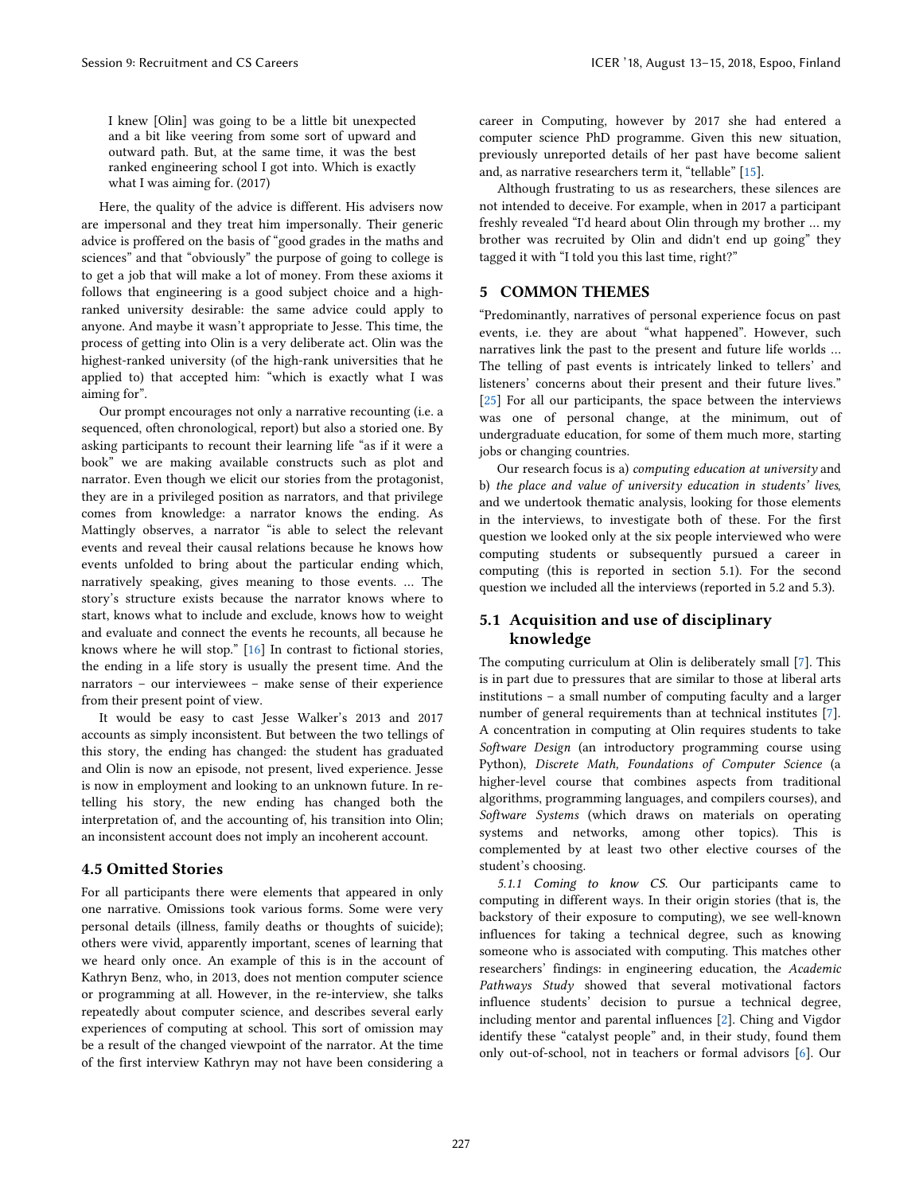> I knew [Olin] was going to be a little bit unexpected and a bit like veering from some sort of upward and outward path. But, at the same time, it was the best ranked engineering school I got into. Which is exactly what I was aiming for. (2017)

Here, the quality of the advice is different. His advisers now are impersonal and they treat him impersonally. Their generic advice is proffered on the basis of "good grades in the maths and sciences" and that "obviously" the purpose of going to college is to get a job that will make a lot of money. From these axioms it follows that engineering is a good subject choice and a high-ranked university desirable: the same advice could apply to anyone. And maybe it wasn't appropriate to Jesse. This time, the process of getting into Olin is a very deliberate act. Olin was the highest-ranked university (of the high-rank universities that he applied to) that accepted him: "which is exactly what I was aiming for".

Our prompt encourages not only a narrative recounting (i.e. a sequenced, often chronological, report) but also a storied one. By asking participants to recount their learning life "as if it were a book" we are making available constructs such as plot and narrator. Even though we elicit our stories from the protagonist, they are in a privileged position as narrators, and that privilege comes from knowledge: a narrator knows the ending. As Mattingly observes, a narrator "is able to select the relevant events and reveal their causal relations because he knows how events unfolded to bring about the particular ending which, narratively speaking, gives meaning to those events. … The story's structure exists because the narrator knows where to start, knows what to include and exclude, knows how to weight and evaluate and connect the events he recounts, all because he knows where he will stop." [16] In contrast to fictional stories, the ending in a life story is usually the present time. And the narrators – our interviewees – make sense of their experience from their present point of view.

It would be easy to cast Jesse Walker's 2013 and 2017 accounts as simply inconsistent. But between the two tellings of this story, the ending has changed: the student has graduated and Olin is now an episode, not present, lived experience. Jesse is now in employment and looking to an unknown future. In re-telling his story, the new ending has changed both the interpretation of, and the accounting of, his transition into Olin; an inconsistent account does not imply an incoherent account.

### 4.5 Omitted Stories

For all participants there were elements that appeared in only one narrative. Omissions took various forms. Some were very personal details (illness, family deaths or thoughts of suicide); others were vivid, apparently important, scenes of learning that we heard only once. An example of this is in the account of Kathryn Benz, who, in 2013, does not mention computer science or programming at all. However, in the re-interview, she talks repeatedly about computer science, and describes several early experiences of computing at school. This sort of omission may be a result of the changed viewpoint of the narrator. At the time of the first interview Kathryn may not have been considering a career in Computing, however by 2017 she had entered a computer science PhD programme. Given this new situation, previously unreported details of her past have become salient and, as narrative researchers term it, "tellable" [15].

Although frustrating to us as researchers, these silences are not intended to deceive. For example, when in 2017 a participant freshly revealed "I'd heard about Olin through my brother … my brother was recruited by Olin and didn't end up going" they tagged it with "I told you this last time, right?"

## 5 COMMON THEMES

"Predominantly, narratives of personal experience focus on past events, i.e. they are about "what happened". However, such narratives link the past to the present and future life worlds … The telling of past events is intricately linked to tellers' and listeners' concerns about their present and their future lives." [25] For all our participants, the space between the interviews was one of personal change, at the minimum, out of undergraduate education, for some of them much more, starting jobs or changing countries.

Our research focus is a) *computing education at university* and b) *the place and value of university education in students' lives*, and we undertook thematic analysis, looking for those elements in the interviews, to investigate both of these. For the first question we looked only at the six people interviewed who were computing students or subsequently pursued a career in computing (this is reported in section 5.1). For the second question we included all the interviews (reported in 5.2 and 5.3).

### 5.1 Acquisition and use of disciplinary knowledge

The computing curriculum at Olin is deliberately small [7]. This is in part due to pressures that are similar to those at liberal arts institutions – a small number of computing faculty and a larger number of general requirements than at technical institutes [7]. A concentration in computing at Olin requires students to take *Software Design* (an introductory programming course using Python), *Discrete Math, Foundations of Computer Science* (a higher-level course that combines aspects from traditional algorithms, programming languages, and compilers courses), and *Software Systems* (which draws on materials on operating systems and networks, among other topics). This is complemented by at least two other elective courses of the student's choosing.

#### 5.1.1 Coming to know CS.

Our participants came to computing in different ways. In their origin stories (that is, the backstory of their exposure to computing), we see well-known influences for taking a technical degree, such as knowing someone who is associated with computing. This matches other researchers' findings: in engineering education, the *Academic Pathways Study* showed that several motivational factors influence students' decision to pursue a technical degree, including mentor and parental influences [2]. Ching and Vigdor identify these "catalyst people" and, in their study, found them only out-of-school, not in teachers or formal advisors [6]. Our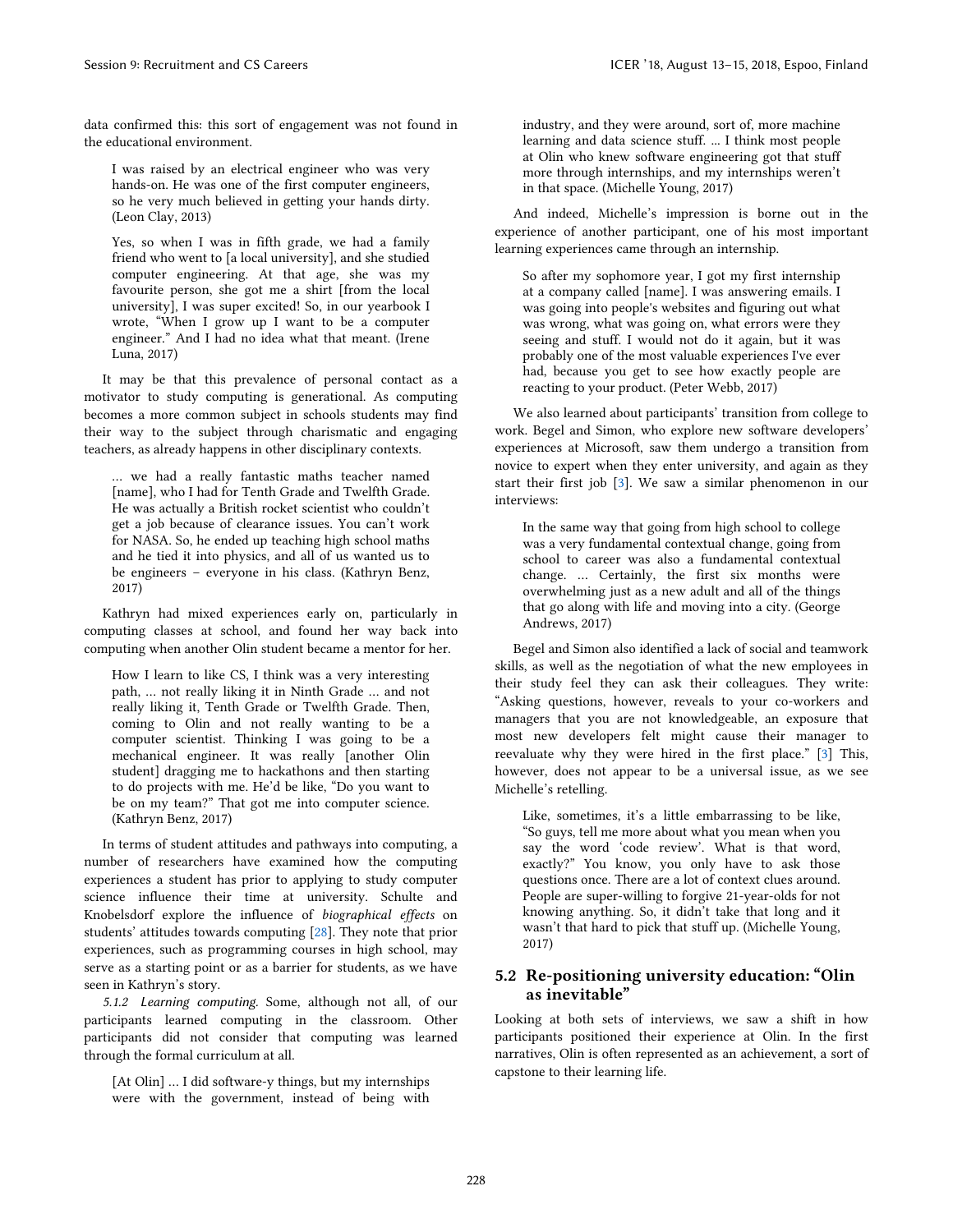data confirmed this: this sort of engagement was not found in the educational environment.

> I was raised by an electrical engineer who was very hands-on. He was one of the first computer engineers, so he very much believed in getting your hands dirty. (Leon Clay, 2013)

> Yes, so when I was in fifth grade, we had a family friend who went to [a local university], and she studied computer engineering. At that age, she was my favourite person, she got me a shirt [from the local university], I was super excited! So, in our yearbook I wrote, "When I grow up I want to be a computer engineer." And I had no idea what that meant. (Irene Luna, 2017)

It may be that this prevalence of personal contact as a motivator to study computing is generational. As computing becomes a more common subject in schools students may find their way to the subject through charismatic and engaging teachers, as already happens in other disciplinary contexts.

> … we had a really fantastic maths teacher named [name], who I had for Tenth Grade and Twelfth Grade. He was actually a British rocket scientist who couldn't get a job because of clearance issues. You can't work for NASA. So, he ended up teaching high school maths and he tied it into physics, and all of us wanted us to be engineers – everyone in his class. (Kathryn Benz, 2017)

Kathryn had mixed experiences early on, particularly in computing classes at school, and found her way back into computing when another Olin student became a mentor for her.

> How I learn to like CS, I think was a very interesting path, … not really liking it in Ninth Grade … and not really liking it, Tenth Grade or Twelfth Grade. Then, coming to Olin and not really wanting to be a computer scientist. Thinking I was going to be a mechanical engineer. It was really [another Olin student] dragging me to hackathons and then starting to do projects with me. He'd be like, "Do you want to be on my team?" That got me into computer science. (Kathryn Benz, 2017)

In terms of student attitudes and pathways into computing, a number of researchers have examined how the computing experiences a student has prior to applying to study computer science influence their time at university. Schulte and Knobelsdorf explore the influence of *biographical effects* on students' attitudes towards computing [28]. They note that prior experiences, such as programming courses in high school, may serve as a starting point or as a barrier for students, as we have seen in Kathryn's story.

*5.1.2 Learning computing.* Some, although not all, of our participants learned computing in the classroom. Other participants did not consider that computing was learned through the formal curriculum at all.

> [At Olin] … I did software-y things, but my internships were with the government, instead of being with industry, and they were around, sort of, more machine learning and data science stuff. … I think most people at Olin who knew software engineering got that stuff more through internships, and my internships weren't in that space. (Michelle Young, 2017)

And indeed, Michelle's impression is borne out in the experience of another participant, one of his most important learning experiences came through an internship.

> So after my sophomore year, I got my first internship at a company called [name]. I was answering emails. I was going into people's websites and figuring out what was wrong, what was going on, what errors were they seeing and stuff. I would not do it again, but it was probably one of the most valuable experiences I've ever had, because you get to see how exactly people are reacting to your product. (Peter Webb, 2017)

We also learned about participants' transition from college to work. Begel and Simon, who explore new software developers' experiences at Microsoft, saw them undergo a transition from novice to expert when they enter university, and again as they start their first job [3]. We saw a similar phenomenon in our interviews:

> In the same way that going from high school to college was a very fundamental contextual change, going from school to career was also a fundamental contextual change. … Certainly, the first six months were overwhelming just as a new adult and all of the things that go along with life and moving into a city. (George Andrews, 2017)

Begel and Simon also identified a lack of social and teamwork skills, as well as the negotiation of what the new employees in their study feel they can ask their colleagues. They write: "Asking questions, however, reveals to your co-workers and managers that you are not knowledgeable, an exposure that most new developers felt might cause their manager to reevaluate why they were hired in the first place." [3] This, however, does not appear to be a universal issue, as we see Michelle's retelling.

> Like, sometimes, it's a little embarrassing to be like, "So guys, tell me more about what you mean when you say the word 'code review'. What is that word, exactly?" You know, you only have to ask those questions once. There are a lot of context clues around. People are super-willing to forgive 21-year-olds for not knowing anything. So, it didn't take that long and it wasn't that hard to pick that stuff up. (Michelle Young, 2017)

### 5.2 Re-positioning university education: "Olin as inevitable"

Looking at both sets of interviews, we saw a shift in how participants positioned their experience at Olin. In the first narratives, Olin is often represented as an achievement, a sort of capstone to their learning life.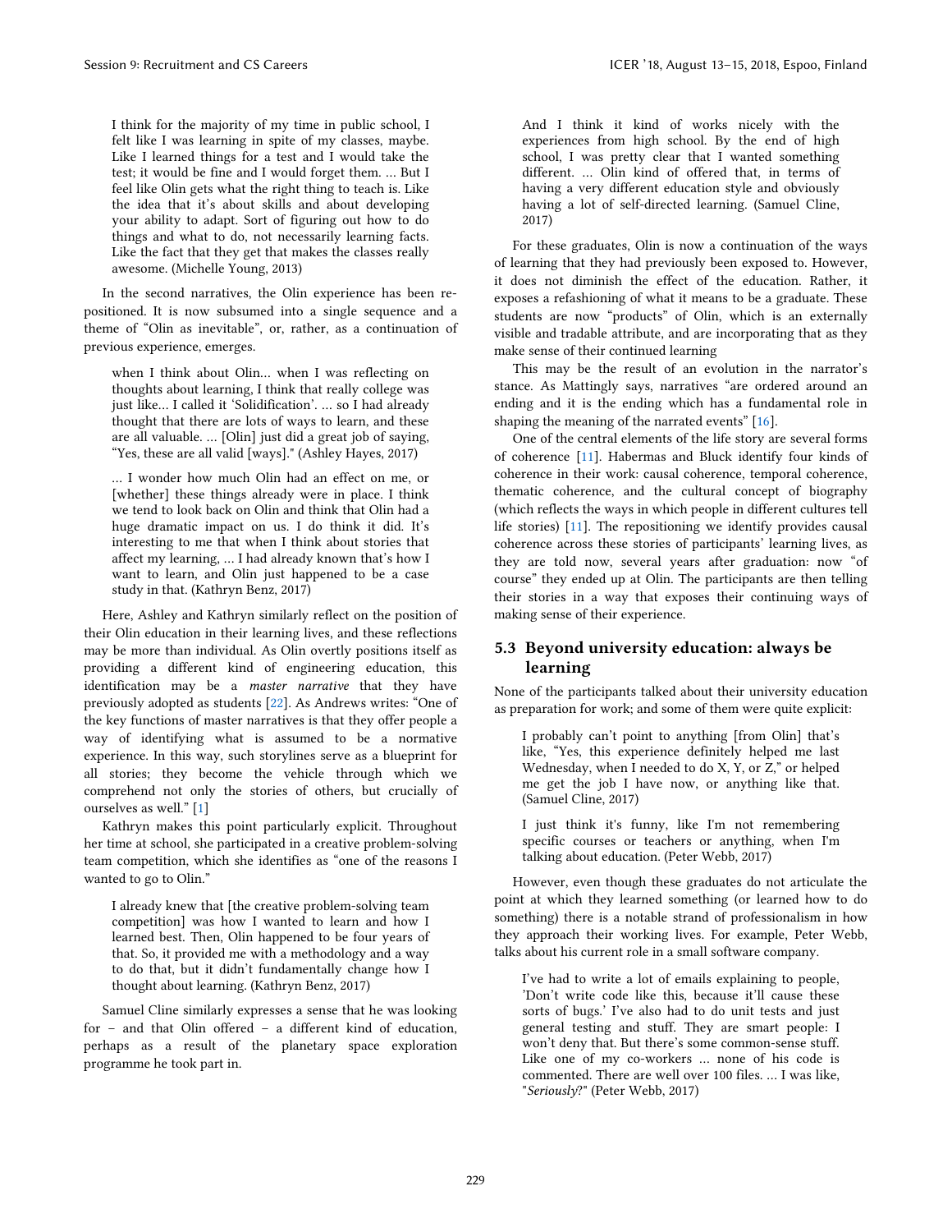> I think for the majority of my time in public school, I felt like I was learning in spite of my classes, maybe. Like I learned things for a test and I would take the test; it would be fine and I would forget them. … But I feel like Olin gets what the right thing to teach is. Like the idea that it's about skills and about developing your ability to adapt. Sort of figuring out how to do things and what to do, not necessarily learning facts. Like the fact that they get that makes the classes really awesome. (Michelle Young, 2013)

In the second narratives, the Olin experience has been re-positioned. It is now subsumed into a single sequence and a theme of "Olin as inevitable", or, rather, as a continuation of previous experience, emerges.

> when I think about Olin… when I was reflecting on thoughts about learning, I think that really college was just like… I called it 'Solidification'. … so I had already thought that there are lots of ways to learn, and these are all valuable. … [Olin] just did a great job of saying, "Yes, these are all valid [ways]." (Ashley Hayes, 2017)

> … I wonder how much Olin had an effect on me, or [whether] these things already were in place. I think we tend to look back on Olin and think that Olin had a huge dramatic impact on us. I do think it did. It's interesting to me that when I think about stories that affect my learning, … I had already known that's how I want to learn, and Olin just happened to be a case study in that. (Kathryn Benz, 2017)

Here, Ashley and Kathryn similarly reflect on the position of their Olin education in their learning lives, and these reflections may be more than individual. As Olin overtly positions itself as providing a different kind of engineering education, this identification may be a *master narrative* that they have previously adopted as students [22]. As Andrews writes: "One of the key functions of master narratives is that they offer people a way of identifying what is assumed to be a normative experience. In this way, such storylines serve as a blueprint for all stories; they become the vehicle through which we comprehend not only the stories of others, but crucially of ourselves as well." [1]

Kathryn makes this point particularly explicit. Throughout her time at school, she participated in a creative problem-solving team competition, which she identifies as "one of the reasons I wanted to go to Olin."

> I already knew that [the creative problem-solving team competition] was how I wanted to learn and how I learned best. Then, Olin happened to be four years of that. So, it provided me with a methodology and a way to do that, but it didn't fundamentally change how I thought about learning. (Kathryn Benz, 2017)

Samuel Cline similarly expresses a sense that he was looking for – and that Olin offered – a different kind of education, perhaps as a result of the planetary space exploration programme he took part in.

> And I think it kind of works nicely with the experiences from high school. By the end of high school, I was pretty clear that I wanted something different. … Olin kind of offered that, in terms of having a very different education style and obviously having a lot of self-directed learning. (Samuel Cline, 2017)

For these graduates, Olin is now a continuation of the ways of learning that they had previously been exposed to. However, it does not diminish the effect of the education. Rather, it exposes a refashioning of what it means to be a graduate. These students are now "products" of Olin, which is an externally visible and tradable attribute, and are incorporating that as they make sense of their continued learning

This may be the result of an evolution in the narrator's stance. As Mattingly says, narratives "are ordered around an ending and it is the ending which has a fundamental role in shaping the meaning of the narrated events" [16].

One of the central elements of the life story are several forms of coherence [11]. Habermas and Bluck identify four kinds of coherence in their work: causal coherence, temporal coherence, thematic coherence, and the cultural concept of biography (which reflects the ways in which people in different cultures tell life stories) [11]. The repositioning we identify provides causal coherence across these stories of participants' learning lives, as they are told now, several years after graduation: now "of course" they ended up at Olin. The participants are then telling their stories in a way that exposes their continuing ways of making sense of their experience.

## 5.3 Beyond university education: always be learning

None of the participants talked about their university education as preparation for work; and some of them were quite explicit:

> I probably can't point to anything [from Olin] that's like, "Yes, this experience definitely helped me last Wednesday, when I needed to do X, Y, or Z," or helped me get the job I have now, or anything like that. (Samuel Cline, 2017)

> I just think it's funny, like I'm not remembering specific courses or teachers or anything, when I'm talking about education. (Peter Webb, 2017)

However, even though these graduates do not articulate the point at which they learned something (or learned how to do something) there is a notable strand of professionalism in how they approach their working lives. For example, Peter Webb, talks about his current role in a small software company.

> I've had to write a lot of emails explaining to people, 'Don't write code like this, because it'll cause these sorts of bugs.' I've also had to do unit tests and just general testing and stuff. They are smart people: I won't deny that. But there's some common-sense stuff. Like one of my co-workers … none of his code is commented. There are well over 100 files. … I was like, "*Seriously*?" (Peter Webb, 2017)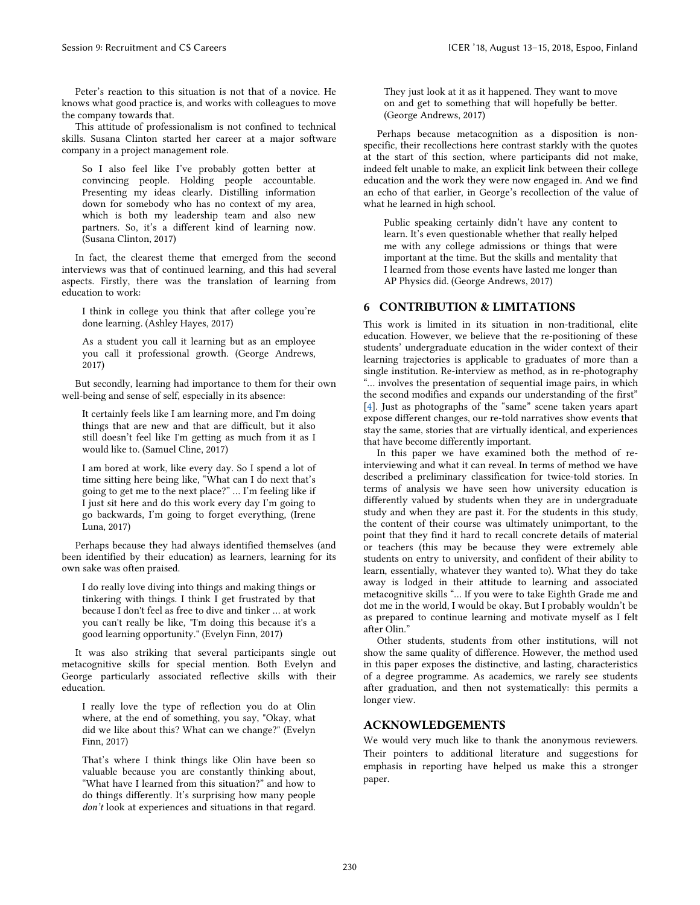Peter's reaction to this situation is not that of a novice. He knows what good practice is, and works with colleagues to move the company towards that.

This attitude of professionalism is not confined to technical skills. Susana Clinton started her career at a major software company in a project management role.

> So I also feel like I've probably gotten better at convincing people. Holding people accountable. Presenting my ideas clearly. Distilling information down for somebody who has no context of my area, which is both my leadership team and also new partners. So, it's a different kind of learning now. (Susana Clinton, 2017)

In fact, the clearest theme that emerged from the second interviews was that of continued learning, and this had several aspects. Firstly, there was the translation of learning from education to work:

> I think in college you think that after college you're done learning. (Ashley Hayes, 2017)

> As a student you call it learning but as an employee you call it professional growth. (George Andrews, 2017)

But secondly, learning had importance to them for their own well-being and sense of self, especially in its absence:

> It certainly feels like I am learning more, and I'm doing things that are new and that are difficult, but it also still doesn't feel like I'm getting as much from it as I would like to. (Samuel Cline, 2017)

> I am bored at work, like every day. So I spend a lot of time sitting here being like, "What can I do next that's going to get me to the next place?" … I'm feeling like if I just sit here and do this work every day I'm going to go backwards, I'm going to forget everything, (Irene Luna, 2017)

Perhaps because they had always identified themselves (and been identified by their education) as learners, learning for its own sake was often praised.

> I do really love diving into things and making things or tinkering with things. I think I get frustrated by that because I don't feel as free to dive and tinker … at work you can't really be like, "I'm doing this because it's a good learning opportunity." (Evelyn Finn, 2017)

It was also striking that several participants single out metacognitive skills for special mention. Both Evelyn and George particularly associated reflective skills with their education.

> I really love the type of reflection you do at Olin where, at the end of something, you say, "Okay, what did we like about this? What can we change?" (Evelyn Finn, 2017)

> That's where I think things like Olin have been so valuable because you are constantly thinking about, "What have I learned from this situation?" and how to do things differently. It's surprising how many people *don't* look at experiences and situations in that regard. They just look at it as it happened. They want to move on and get to something that will hopefully be better. (George Andrews, 2017)

Perhaps because metacognition as a disposition is non-specific, their recollections here contrast starkly with the quotes at the start of this section, where participants did not make, indeed felt unable to make, an explicit link between their college education and the work they were now engaged in. And we find an echo of that earlier, in George's recollection of the value of what he learned in high school.

> Public speaking certainly didn't have any content to learn. It's even questionable whether that really helped me with any college admissions or things that were important at the time. But the skills and mentality that I learned from those events have lasted me longer than AP Physics did. (George Andrews, 2017)

## 6 CONTRIBUTION & LIMITATIONS

This work is limited in its situation in non-traditional, elite education. However, we believe that the re-positioning of these students' undergraduate education in the wider context of their learning trajectories is applicable to graduates of more than a single institution. Re-interview as method, as in re-photography "… involves the presentation of sequential image pairs, in which the second modifies and expands our understanding of the first" [4]. Just as photographs of the "same" scene taken years apart expose different changes, our re-told narratives show events that stay the same, stories that are virtually identical, and experiences that have become differently important.

In this paper we have examined both the method of re-interviewing and what it can reveal. In terms of method we have described a preliminary classification for twice-told stories. In terms of analysis we have seen how university education is differently valued by students when they are in undergraduate study and when they are past it. For the students in this study, the content of their course was ultimately unimportant, to the point that they find it hard to recall concrete details of material or teachers (this may be because they were extremely able students on entry to university, and confident of their ability to learn, essentially, whatever they wanted to). What they do take away is lodged in their attitude to learning and associated metacognitive skills "… If you were to take Eighth Grade me and dot me in the world, I would be okay. But I probably wouldn't be as prepared to continue learning and motivate myself as I felt after Olin."

Other students, students from other institutions, will not show the same quality of difference. However, the method used in this paper exposes the distinctive, and lasting, characteristics of a degree programme. As academics, we rarely see students after graduation, and then not systematically: this permits a longer view.

## ACKNOWLEDGEMENTS

We would very much like to thank the anonymous reviewers. Their pointers to additional literature and suggestions for emphasis in reporting have helped us make this a stronger paper.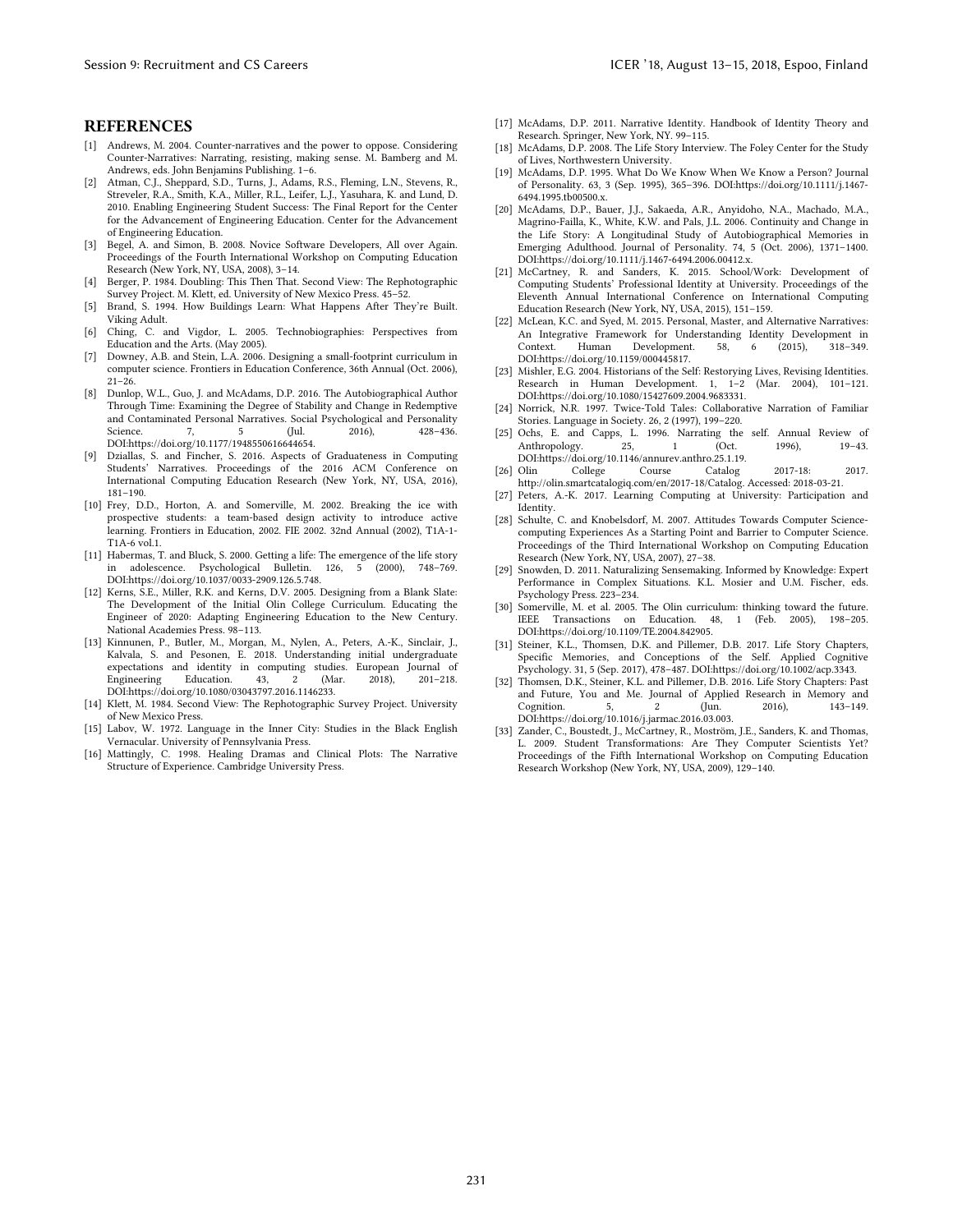## REFERENCES

[1] Andrews, M. 2004. Counter-narratives and the power to oppose. Considering Counter-Narratives: Narrating, resisting, making sense. M. Bamberg and M. Andrews, eds. John Benjamins Publishing. 1–6.

[2] Atman, C.J., Sheppard, S.D., Turns, J., Adams, R.S., Fleming, L.N., Stevens, R., Streveler, R.A., Smith, K.A., Miller, R.L., Leifer, L.J., Yasuhara, K. and Lund, D. 2010. Enabling Engineering Student Success: The Final Report for the Center for the Advancement of Engineering Education. Center for the Advancement of Engineering Education.

[3] Begel, A. and Simon, B. 2008. Novice Software Developers, All over Again. Proceedings of the Fourth International Workshop on Computing Education Research (New York, NY, USA, 2008), 3–14.

[4] Berger, P. 1984. Doubling: This Then That. Second View: The Rephotographic Survey Project. M. Klett, ed. University of New Mexico Press. 45–52.

[5] Brand, S. 1994. How Buildings Learn: What Happens After They're Built. Viking Adult.

[6] Ching, C. and Vigdor, L. 2005. Technobiographies: Perspectives from Education and the Arts. (May 2005).

[7] Downey, A.B. and Stein, L.A. 2006. Designing a small-footprint curriculum in computer science. Frontiers in Education Conference, 36th Annual (Oct. 2006), 21–26.

[8] Dunlop, W.L., Guo, J. and McAdams, D.P. 2016. The Autobiographical Author Through Time: Examining the Degree of Stability and Change in Redemptive and Contaminated Personal Narratives. Social Psychological and Personality Science. 7, 5 (Jul. 2016), 428–436. DOI:https://doi.org/10.1177/1948550616644654.

[9] Dziallas, S. and Fincher, S. 2016. Aspects of Graduateness in Computing Students' Narratives. Proceedings of the 2016 ACM Conference on International Computing Education Research (New York, NY, USA, 2016), 181–190.

[10] Frey, D.D., Horton, A. and Somerville, M. 2002. Breaking the ice with prospective students: a team-based design activity to introduce active learning. Frontiers in Education, 2002. FIE 2002. 32nd Annual (2002), T1A-1-T1A-6 vol.1.

[11] Habermas, T. and Bluck, S. 2000. Getting a life: The emergence of the life story in adolescence. Psychological Bulletin. 126, 5 (2000), 748–769. DOI:https://doi.org/10.1037/0033-2909.126.5.748.

[12] Kerns, S.E., Miller, R.K. and Kerns, D.V. 2005. Designing from a Blank Slate: The Development of the Initial Olin College Curriculum. Educating the Engineer of 2020: Adapting Engineering Education to the New Century. National Academies Press. 98–113.

[13] Kinnunen, P., Butler, M., Morgan, M., Nylen, A., Peters, A.-K., Sinclair, J., Kalvala, S. and Pesonen, E. 2018. Understanding initial undergraduate expectations and identity in computing studies. European Journal of Engineering Education. 43, 2 (Mar. 2018), 201–218. DOI:https://doi.org/10.1080/03043797.2016.1146233.

[14] Klett, M. 1984. Second View: The Rephotographic Survey Project. University of New Mexico Press.

[15] Labov, W. 1972. Language in the Inner City: Studies in the Black English Vernacular. University of Pennsylvania Press.

[16] Mattingly, C. 1998. Healing Dramas and Clinical Plots: The Narrative Structure of Experience. Cambridge University Press.

[17] McAdams, D.P. 2011. Narrative Identity. Handbook of Identity Theory and Research. Springer, New York, NY. 99–115.

[18] McAdams, D.P. 2008. The Life Story Interview. The Foley Center for the Study of Lives, Northwestern University.

[19] McAdams, D.P. 1995. What Do We Know When We Know a Person? Journal of Personality. 63, 3 (Sep. 1995), 365–396. DOI:https://doi.org/10.1111/j.1467-6494.1995.tb00500.x.

[20] McAdams, D.P., Bauer, J.J., Sakaeda, A.R., Anyidoho, N.A., Machado, M.A., Magrino-Failla, K., White, K.W. and Pals, J.L. 2006. Continuity and Change in the Life Story: A Longitudinal Study of Autobiographical Memories in Emerging Adulthood. Journal of Personality. 74, 5 (Oct. 2006), 1371–1400. DOI:https://doi.org/10.1111/j.1467-6494.2006.00412.x.

[21] McCartney, R. and Sanders, K. 2015. School/Work: Development of Computing Students' Professional Identity at University. Proceedings of the Eleventh Annual International Conference on International Computing Education Research (New York, NY, USA, 2015), 151–159.

[22] McLean, K.C. and Syed, M. 2015. Personal, Master, and Alternative Narratives: An Integrative Framework for Understanding Identity Development in Context. Human Development. 58, 6 (2015), 318–349. DOI:https://doi.org/10.1159/000445817.

[23] Mishler, E.G. 2004. Historians of the Self: Restorying Lives, Revising Identities. Research in Human Development. 1, 1–2 (Mar. 2004), 101–121. DOI:https://doi.org/10.1080/15427609.2004.9683331.

[24] Norrick, N.R. 1997. Twice-Told Tales: Collaborative Narration of Familiar Stories. Language in Society. 26, 2 (1997), 199–220.

[25] Ochs, E. and Capps, L. 1996. Narrating the self. Annual Review of Anthropology. 25, 1 (Oct. 1996), 19–43. DOI:https://doi.org/10.1146/annurev.anthro.25.1.19.

[26] Olin College Course Catalog 2017-18: 2017. http://olin.smartcatalogiq.com/en/2017-18/Catalog. Accessed: 2018-03-21.

[27] Peters, A.-K. 2017. Learning Computing at University: Participation and Identity.

[28] Schulte, C. and Knobelsdorf, M. 2007. Attitudes Towards Computer Science-computing Experiences As a Starting Point and Barrier to Computer Science. Proceedings of the Third International Workshop on Computing Education Research (New York, NY, USA, 2007), 27–38.

[29] Snowden, D. 2011. Naturalizing Sensemaking. Informed by Knowledge: Expert Performance in Complex Situations. K.L. Mosier and U.M. Fischer, eds. Psychology Press. 223–234.

[30] Somerville, M. et al. 2005. The Olin curriculum: thinking toward the future. IEEE Transactions on Education. 48, 1 (Feb. 2005), 198–205. DOI:https://doi.org/10.1109/TE.2004.842905.

[31] Steiner, K.L., Thomsen, D.K. and Pillemer, D.B. 2017. Life Story Chapters, Specific Memories, and Conceptions of the Self. Applied Cognitive Psychology. 31, 5 (Sep. 2017), 478–487. DOI:https://doi.org/10.1002/acp.3343.

[32] Thomsen, D.K., Steiner, K.L. and Pillemer, D.B. 2016. Life Story Chapters: Past and Future, You and Me. Journal of Applied Research in Memory and Cognition. 5, 2 (Jun. 2016), 143–149. DOI:https://doi.org/10.1016/j.jarmac.2016.03.003.

[33] Zander, C., Boustedt, J., McCartney, R., Moström, J.E., Sanders, K. and Thomas, L. 2009. Student Transformations: Are They Computer Scientists Yet? Proceedings of the Fifth International Workshop on Computing Education Research Workshop (New York, NY, USA, 2009), 129–140.